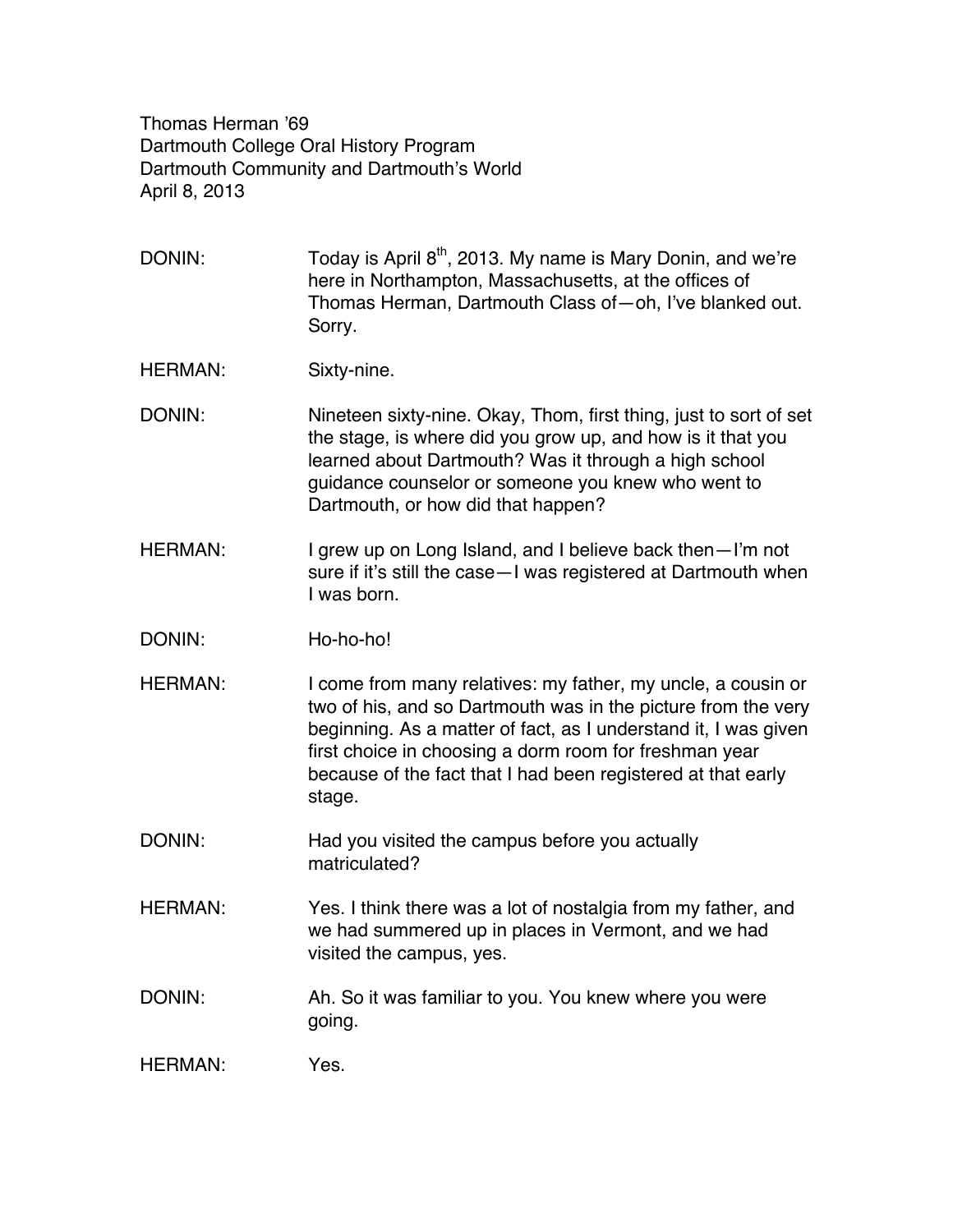Thomas Herman '69
Dartmouth College Oral History Program
Dartmouth Community and Dartmouth's World
April 8, 2013

DONIN: Today is April 8th, 2013. My name is Mary Donin, and we're here in Northampton, Massachusetts, at the offices of Thomas Herman, Dartmouth Class of—oh, I've blanked out. Sorry.

HERMAN: Sixty-nine.

DONIN: Nineteen sixty-nine. Okay, Thom, first thing, just to sort of set the stage, is where did you grow up, and how is it that you learned about Dartmouth? Was it through a high school guidance counselor or someone you knew who went to Dartmouth, or how did that happen?

HERMAN: I grew up on Long Island, and I believe back then—I'm not sure if it's still the case—I was registered at Dartmouth when I was born.

DONIN: Ho-ho-ho!

HERMAN: I come from many relatives: my father, my uncle, a cousin or two of his, and so Dartmouth was in the picture from the very beginning. As a matter of fact, as I understand it, I was given first choice in choosing a dorm room for freshman year because of the fact that I had been registered at that early stage.

DONIN: Had you visited the campus before you actually matriculated?

HERMAN: Yes. I think there was a lot of nostalgia from my father, and we had summered up in places in Vermont, and we had visited the campus, yes.

DONIN: Ah. So it was familiar to you. You knew where you were going.

HERMAN: Yes.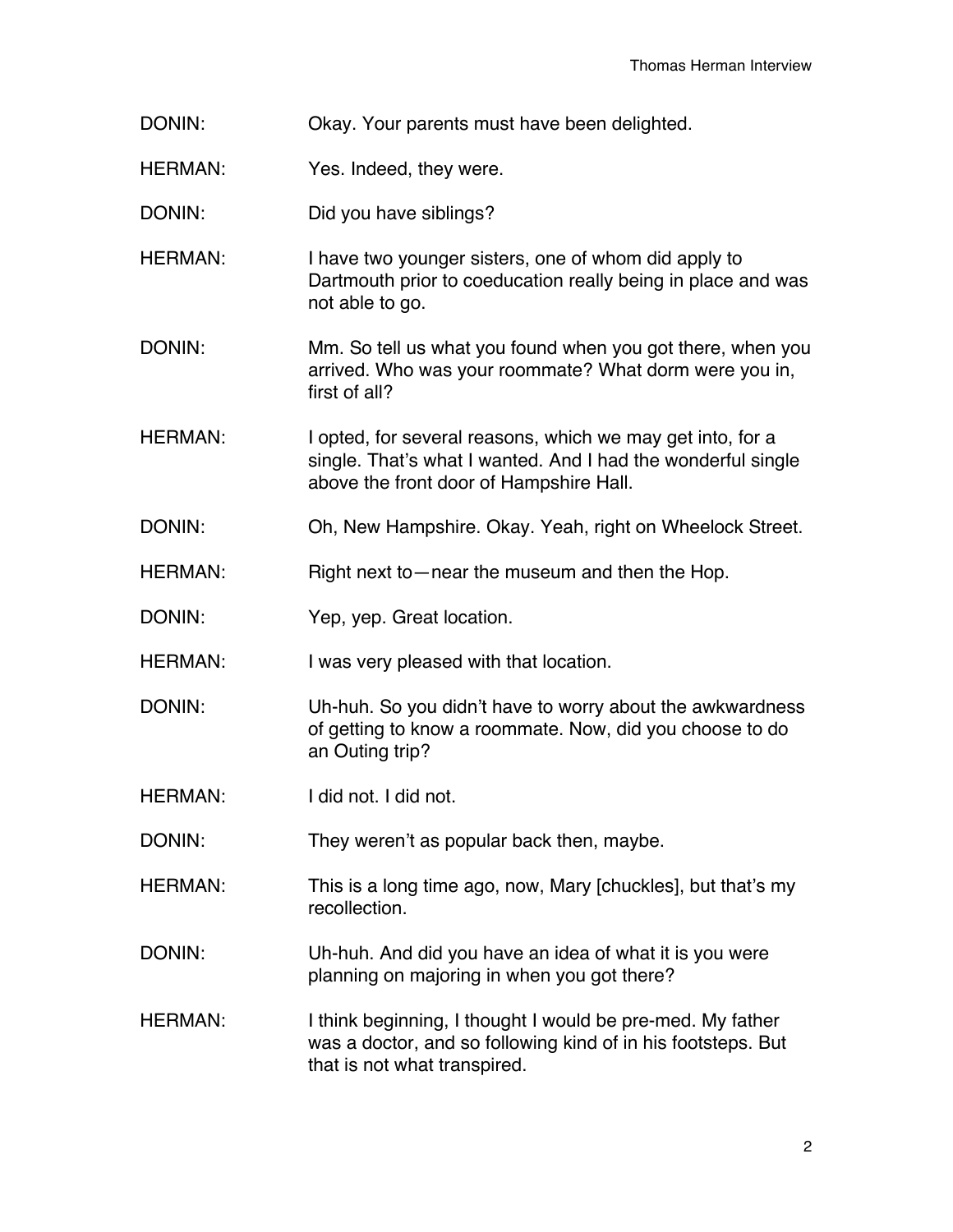DONIN: Okay. Your parents must have been delighted.

HERMAN: Yes. Indeed, they were.

DONIN: Did you have siblings?

HERMAN: I have two younger sisters, one of whom did apply to Dartmouth prior to coeducation really being in place and was not able to go.

DONIN: Mm. So tell us what you found when you got there, when you arrived. Who was your roommate? What dorm were you in, first of all?

HERMAN: I opted, for several reasons, which we may get into, for a single. That's what I wanted. And I had the wonderful single above the front door of Hampshire Hall.

DONIN: Oh, New Hampshire. Okay. Yeah, right on Wheelock Street.

HERMAN: Right next to—near the museum and then the Hop.

DONIN: Yep, yep. Great location.

HERMAN: I was very pleased with that location.

DONIN: Uh-huh. So you didn't have to worry about the awkwardness of getting to know a roommate. Now, did you choose to do an Outing trip?

HERMAN: I did not. I did not.

DONIN: They weren't as popular back then, maybe.

HERMAN: This is a long time ago, now, Mary [chuckles], but that's my recollection.

DONIN: Uh-huh. And did you have an idea of what it is you were planning on majoring in when you got there?

HERMAN: I think beginning, I thought I would be pre-med. My father was a doctor, and so following kind of in his footsteps. But that is not what transpired.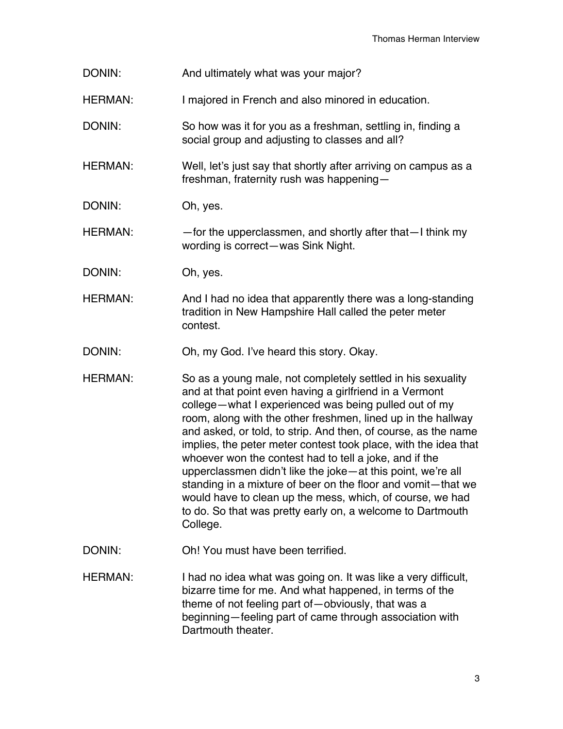DONIN: And ultimately what was your major?

HERMAN: I majored in French and also minored in education.

DONIN: So how was it for you as a freshman, settling in, finding a social group and adjusting to classes and all?

HERMAN: Well, let's just say that shortly after arriving on campus as a freshman, fraternity rush was happening—

DONIN: Oh, yes.

HERMAN: —for the upperclassmen, and shortly after that—I think my wording is correct—was Sink Night.

DONIN: Oh, yes.

HERMAN: And I had no idea that apparently there was a long-standing tradition in New Hampshire Hall called the peter meter contest.

DONIN: Oh, my God. I've heard this story. Okay.

HERMAN: So as a young male, not completely settled in his sexuality and at that point even having a girlfriend in a Vermont college—what I experienced was being pulled out of my room, along with the other freshmen, lined up in the hallway and asked, or told, to strip. And then, of course, as the name implies, the peter meter contest took place, with the idea that whoever won the contest had to tell a joke, and if the upperclassmen didn't like the joke—at this point, we're all standing in a mixture of beer on the floor and vomit—that we would have to clean up the mess, which, of course, we had to do. So that was pretty early on, a welcome to Dartmouth College.

DONIN: Oh! You must have been terrified.

HERMAN: I had no idea what was going on. It was like a very difficult, bizarre time for me. And what happened, in terms of the theme of not feeling part of—obviously, that was a beginning—feeling part of came through association with Dartmouth theater.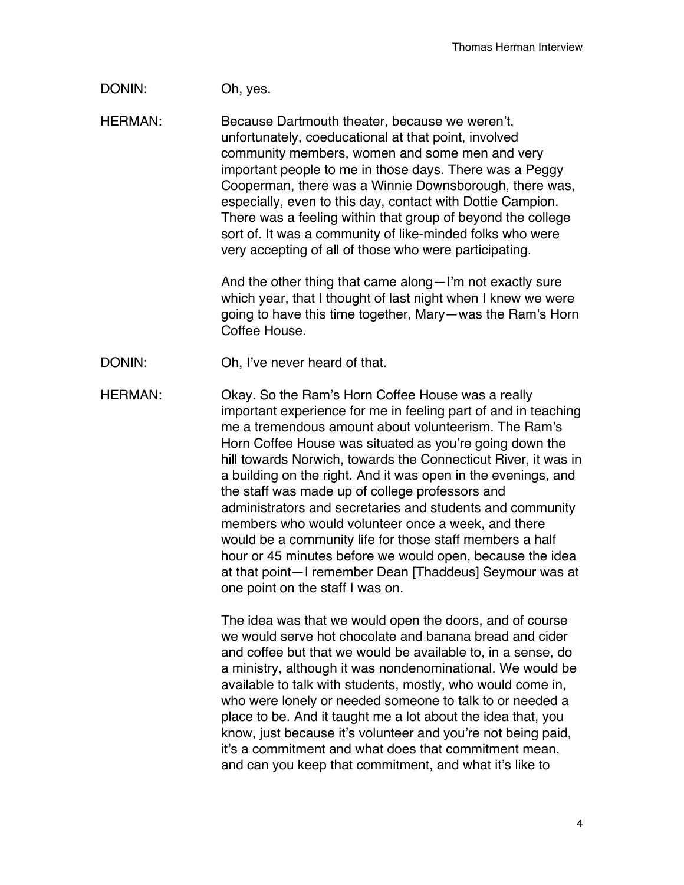DONIN: Oh, yes.

HERMAN: Because Dartmouth theater, because we weren't, unfortunately, coeducational at that point, involved community members, women and some men and very important people to me in those days. There was a Peggy Cooperman, there was a Winnie Downsborough, there was, especially, even to this day, contact with Dottie Campion. There was a feeling within that group of beyond the college sort of. It was a community of like-minded folks who were very accepting of all of those who were participating.

And the other thing that came along—I'm not exactly sure which year, that I thought of last night when I knew we were going to have this time together, Mary—was the Ram's Horn Coffee House.

DONIN: Oh, I've never heard of that.

HERMAN: Okay. So the Ram's Horn Coffee House was a really important experience for me in feeling part of and in teaching me a tremendous amount about volunteerism. The Ram's Horn Coffee House was situated as you're going down the hill towards Norwich, towards the Connecticut River, it was in a building on the right. And it was open in the evenings, and the staff was made up of college professors and administrators and secretaries and students and community members who would volunteer once a week, and there would be a community life for those staff members a half hour or 45 minutes before we would open, because the idea at that point—I remember Dean [Thaddeus] Seymour was at one point on the staff I was on.

The idea was that we would open the doors, and of course we would serve hot chocolate and banana bread and cider and coffee but that we would be available to, in a sense, do a ministry, although it was nondenominational. We would be available to talk with students, mostly, who would come in, who were lonely or needed someone to talk to or needed a place to be. And it taught me a lot about the idea that, you know, just because it's volunteer and you're not being paid, it's a commitment and what does that commitment mean, and can you keep that commitment, and what it's like to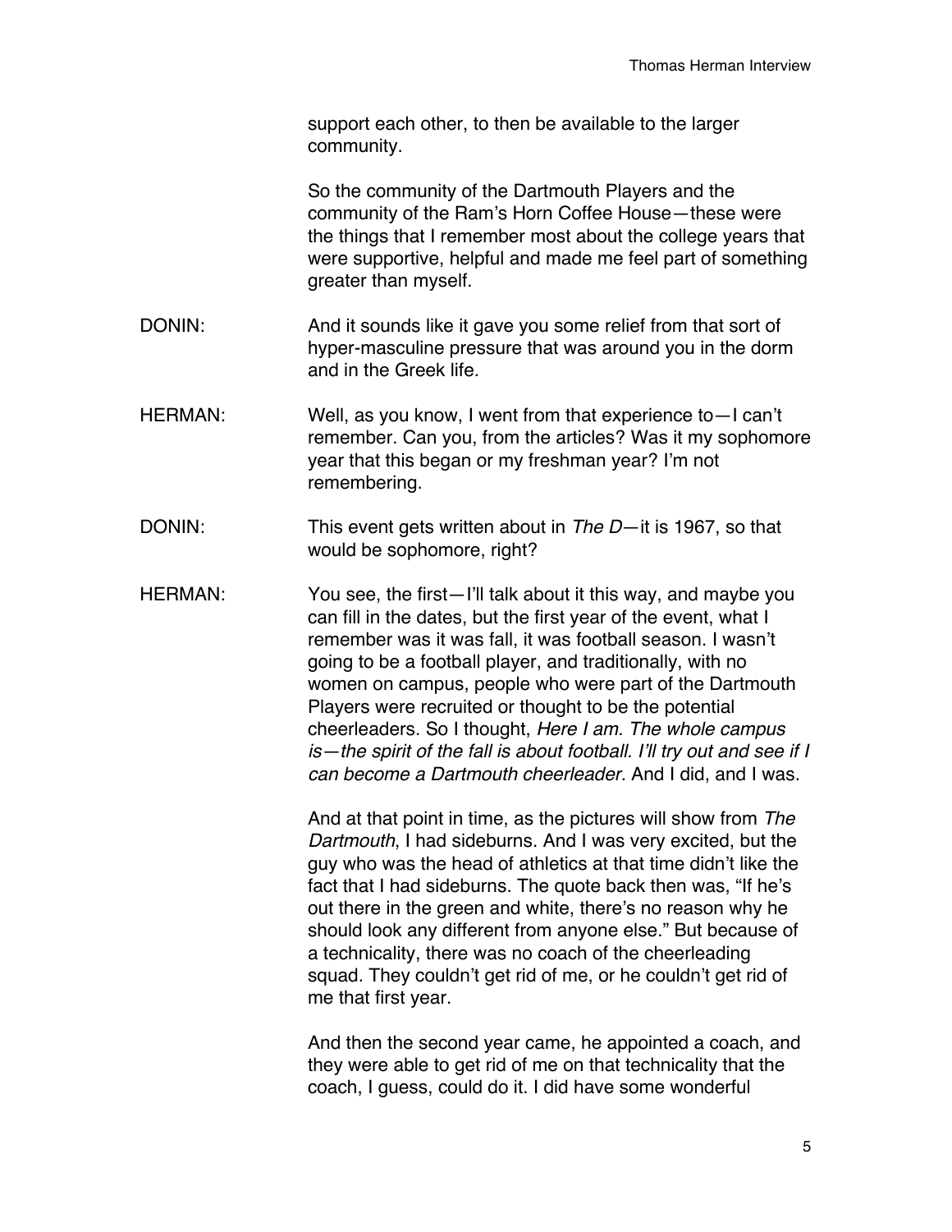support each other, to then be available to the larger community.

So the community of the Dartmouth Players and the community of the Ram's Horn Coffee House—these were the things that I remember most about the college years that were supportive, helpful and made me feel part of something greater than myself.

DONIN: And it sounds like it gave you some relief from that sort of hyper-masculine pressure that was around you in the dorm and in the Greek life.

HERMAN: Well, as you know, I went from that experience to—I can't remember. Can you, from the articles? Was it my sophomore year that this began or my freshman year? I'm not remembering.

DONIN: This event gets written about in *The D*—it is 1967, so that would be sophomore, right?

HERMAN: You see, the first—I'll talk about it this way, and maybe you can fill in the dates, but the first year of the event, what I remember was it was fall, it was football season. I wasn't going to be a football player, and traditionally, with no women on campus, people who were part of the Dartmouth Players were recruited or thought to be the potential cheerleaders. So I thought, *Here I am. The whole campus is—the spirit of the fall is about football. I'll try out and see if I can become a Dartmouth cheerleader.* And I did, and I was.

And at that point in time, as the pictures will show from *The Dartmouth*, I had sideburns. And I was very excited, but the guy who was the head of athletics at that time didn't like the fact that I had sideburns. The quote back then was, "If he's out there in the green and white, there's no reason why he should look any different from anyone else." But because of a technicality, there was no coach of the cheerleading squad. They couldn't get rid of me, or he couldn't get rid of me that first year.

And then the second year came, he appointed a coach, and they were able to get rid of me on that technicality that the coach, I guess, could do it. I did have some wonderful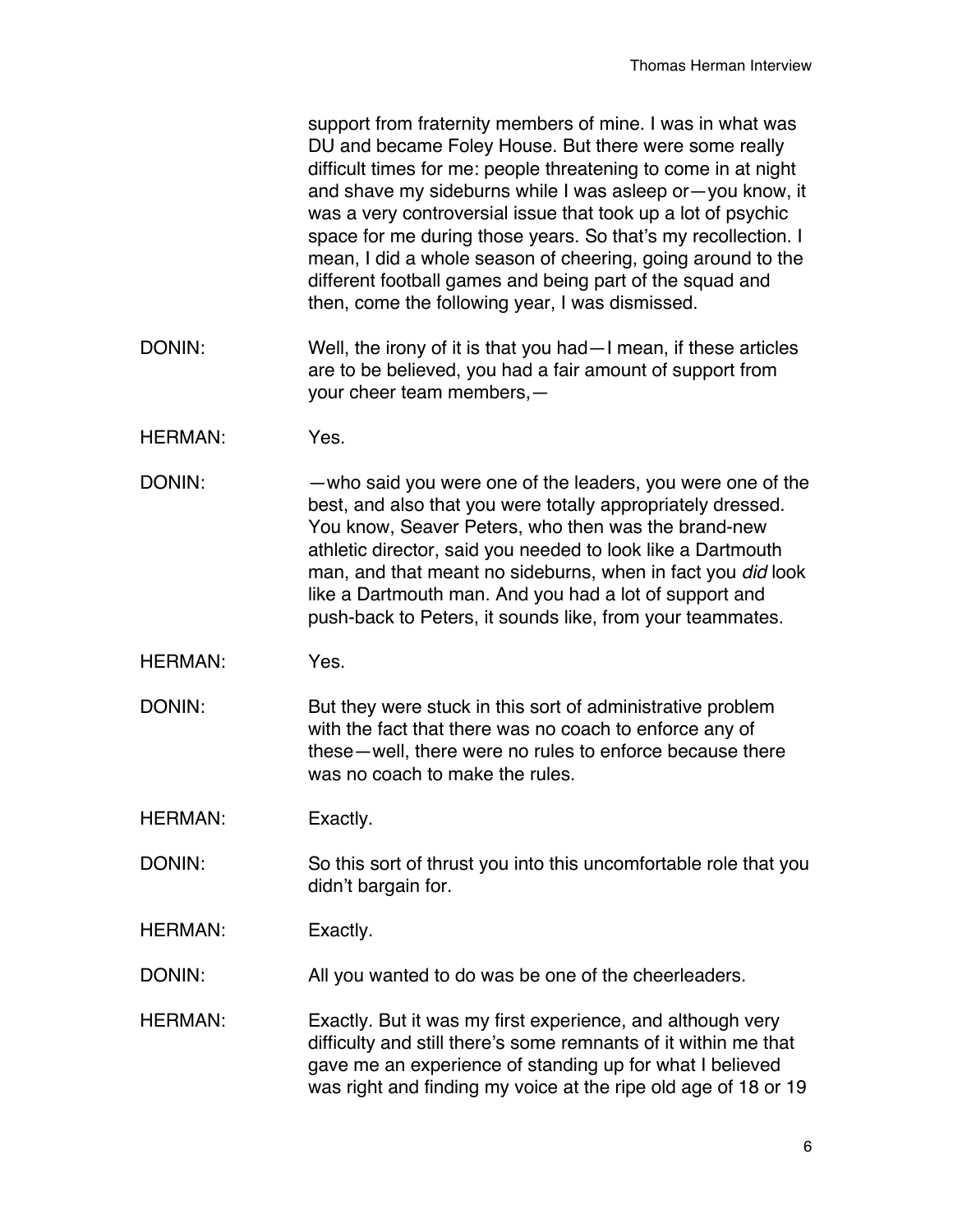support from fraternity members of mine. I was in what was DU and became Foley House. But there were some really difficult times for me: people threatening to come in at night and shave my sideburns while I was asleep or—you know, it was a very controversial issue that took up a lot of psychic space for me during those years. So that's my recollection. I mean, I did a whole season of cheering, going around to the different football games and being part of the squad and then, come the following year, I was dismissed.

DONIN: Well, the irony of it is that you had—I mean, if these articles are to be believed, you had a fair amount of support from your cheer team members,—

HERMAN: Yes.

DONIN: —who said you were one of the leaders, you were one of the best, and also that you were totally appropriately dressed. You know, Seaver Peters, who then was the brand-new athletic director, said you needed to look like a Dartmouth man, and that meant no sideburns, when in fact you *did* look like a Dartmouth man. And you had a lot of support and push-back to Peters, it sounds like, from your teammates.

HERMAN: Yes.

DONIN: But they were stuck in this sort of administrative problem with the fact that there was no coach to enforce any of these—well, there were no rules to enforce because there was no coach to make the rules.

HERMAN: Exactly.

DONIN: So this sort of thrust you into this uncomfortable role that you didn't bargain for.

HERMAN: Exactly.

DONIN: All you wanted to do was be one of the cheerleaders.

HERMAN: Exactly. But it was my first experience, and although very difficulty and still there's some remnants of it within me that gave me an experience of standing up for what I believed was right and finding my voice at the ripe old age of 18 or 19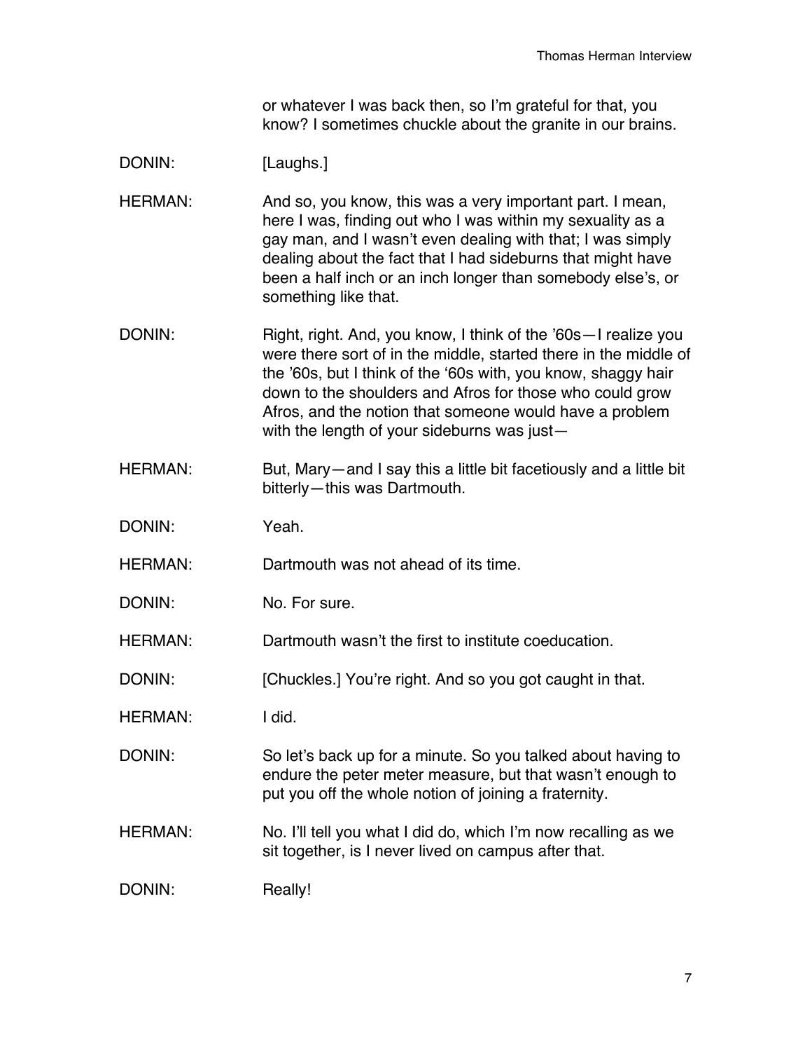or whatever I was back then, so I'm grateful for that, you know? I sometimes chuckle about the granite in our brains.

DONIN: [Laughs.]

HERMAN: And so, you know, this was a very important part. I mean, here I was, finding out who I was within my sexuality as a gay man, and I wasn't even dealing with that; I was simply dealing about the fact that I had sideburns that might have been a half inch or an inch longer than somebody else's, or something like that.

DONIN: Right, right. And, you know, I think of the '60s—I realize you were there sort of in the middle, started there in the middle of the '60s, but I think of the '60s with, you know, shaggy hair down to the shoulders and Afros for those who could grow Afros, and the notion that someone would have a problem with the length of your sideburns was just—

HERMAN: But, Mary—and I say this a little bit facetiously and a little bit bitterly—this was Dartmouth.

DONIN: Yeah.

HERMAN: Dartmouth was not ahead of its time.

DONIN: No. For sure.

HERMAN: Dartmouth wasn't the first to institute coeducation.

DONIN: [Chuckles.] You're right. And so you got caught in that.

HERMAN: I did.

DONIN: So let's back up for a minute. So you talked about having to endure the peter meter measure, but that wasn't enough to put you off the whole notion of joining a fraternity.

HERMAN: No. I'll tell you what I did do, which I'm now recalling as we sit together, is I never lived on campus after that.

DONIN: Really!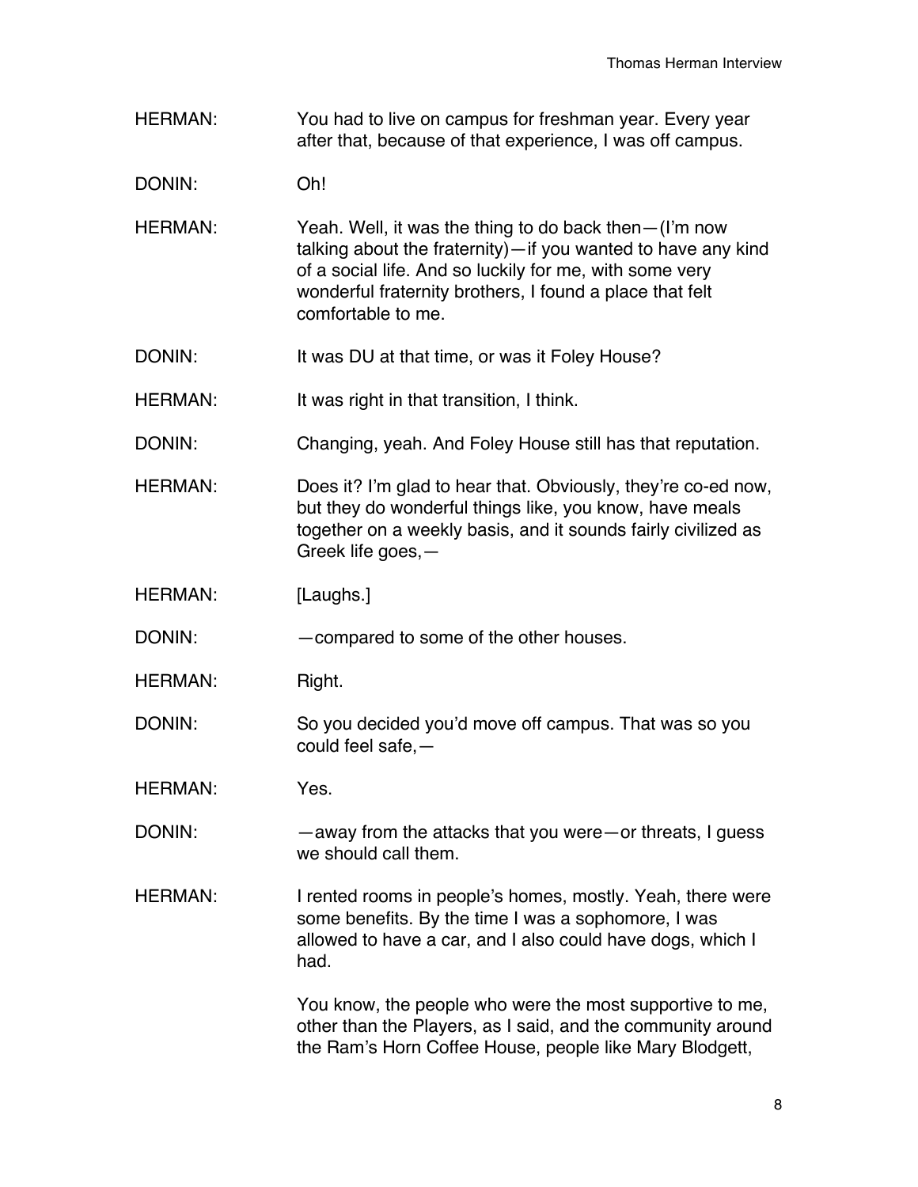HERMAN: You had to live on campus for freshman year. Every year after that, because of that experience, I was off campus.

DONIN: Oh!

HERMAN: Yeah. Well, it was the thing to do back then—(I'm now talking about the fraternity)—if you wanted to have any kind of a social life. And so luckily for me, with some very wonderful fraternity brothers, I found a place that felt comfortable to me.

DONIN: It was DU at that time, or was it Foley House?

HERMAN: It was right in that transition, I think.

DONIN: Changing, yeah. And Foley House still has that reputation.

HERMAN: Does it? I'm glad to hear that. Obviously, they're co-ed now, but they do wonderful things like, you know, have meals together on a weekly basis, and it sounds fairly civilized as Greek life goes,—

HERMAN: [Laughs.]

DONIN: —compared to some of the other houses.

HERMAN: Right.

DONIN: So you decided you'd move off campus. That was so you could feel safe,—

HERMAN: Yes.

DONIN: —away from the attacks that you were—or threats, I guess we should call them.

HERMAN: I rented rooms in people's homes, mostly. Yeah, there were some benefits. By the time I was a sophomore, I was allowed to have a car, and I also could have dogs, which I had.

You know, the people who were the most supportive to me, other than the Players, as I said, and the community around the Ram's Horn Coffee House, people like Mary Blodgett,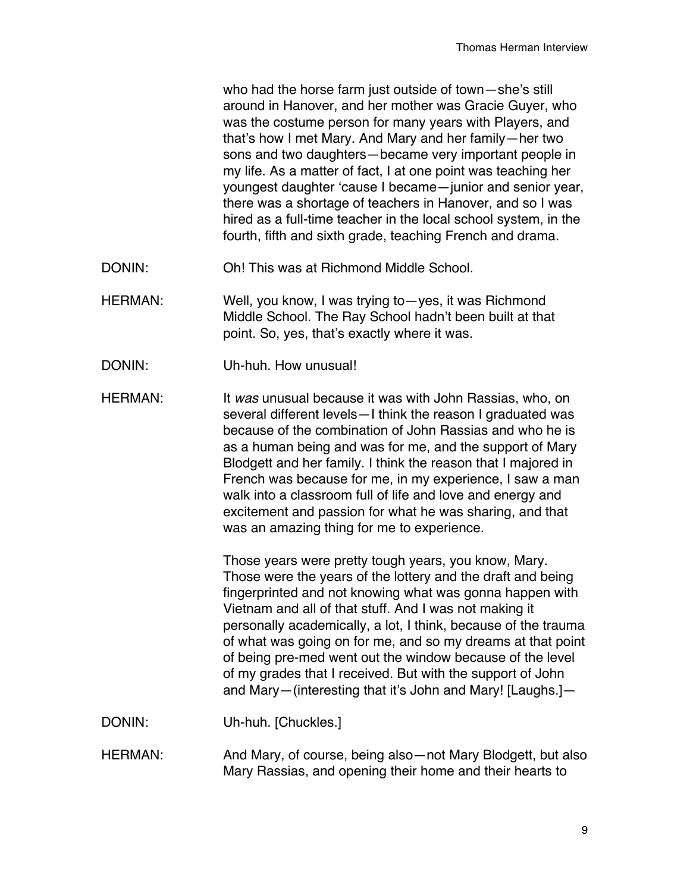who had the horse farm just outside of town—she's still around in Hanover, and her mother was Gracie Guyer, who was the costume person for many years with Players, and that's how I met Mary. And Mary and her family—her two sons and two daughters—became very important people in my life. As a matter of fact, I at one point was teaching her youngest daughter 'cause I became—junior and senior year, there was a shortage of teachers in Hanover, and so I was hired as a full-time teacher in the local school system, in the fourth, fifth and sixth grade, teaching French and drama.

DONIN: Oh! This was at Richmond Middle School.

HERMAN: Well, you know, I was trying to—yes, it was Richmond Middle School. The Ray School hadn't been built at that point. So, yes, that's exactly where it was.

DONIN: Uh-huh. How unusual!

HERMAN: It *was* unusual because it was with John Rassias, who, on several different levels—I think the reason I graduated was because of the combination of John Rassias and who he is as a human being and was for me, and the support of Mary Blodgett and her family. I think the reason that I majored in French was because for me, in my experience, I saw a man walk into a classroom full of life and love and energy and excitement and passion for what he was sharing, and that was an amazing thing for me to experience.

Those years were pretty tough years, you know, Mary. Those were the years of the lottery and the draft and being fingerprinted and not knowing what was gonna happen with Vietnam and all of that stuff. And I was not making it personally academically, a lot, I think, because of the trauma of what was going on for me, and so my dreams at that point of being pre-med went out the window because of the level of my grades that I received. But with the support of John and Mary—(interesting that it's John and Mary! [Laughs.]—

DONIN: Uh-huh. [Chuckles.]

HERMAN: And Mary, of course, being also—not Mary Blodgett, but also Mary Rassias, and opening their home and their hearts to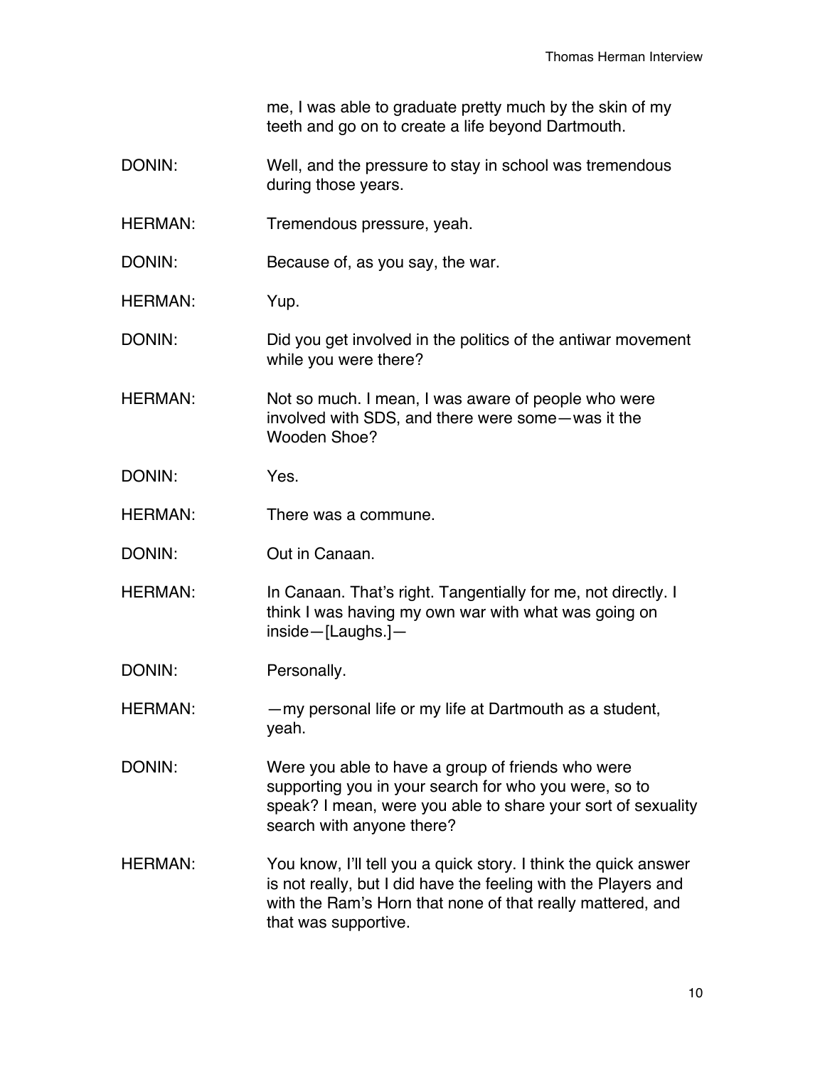me, I was able to graduate pretty much by the skin of my teeth and go on to create a life beyond Dartmouth.

DONIN: Well, and the pressure to stay in school was tremendous during those years.

HERMAN: Tremendous pressure, yeah.

DONIN: Because of, as you say, the war.

HERMAN: Yup.

DONIN: Did you get involved in the politics of the antiwar movement while you were there?

HERMAN: Not so much. I mean, I was aware of people who were involved with SDS, and there were some—was it the Wooden Shoe?

DONIN: Yes.

HERMAN: There was a commune.

DONIN: Out in Canaan.

HERMAN: In Canaan. That's right. Tangentially for me, not directly. I think I was having my own war with what was going on inside—[Laughs.]—

DONIN: Personally.

HERMAN: —my personal life or my life at Dartmouth as a student, yeah.

DONIN: Were you able to have a group of friends who were supporting you in your search for who you were, so to speak? I mean, were you able to share your sort of sexuality search with anyone there?

HERMAN: You know, I'll tell you a quick story. I think the quick answer is not really, but I did have the feeling with the Players and with the Ram's Horn that none of that really mattered, and that was supportive.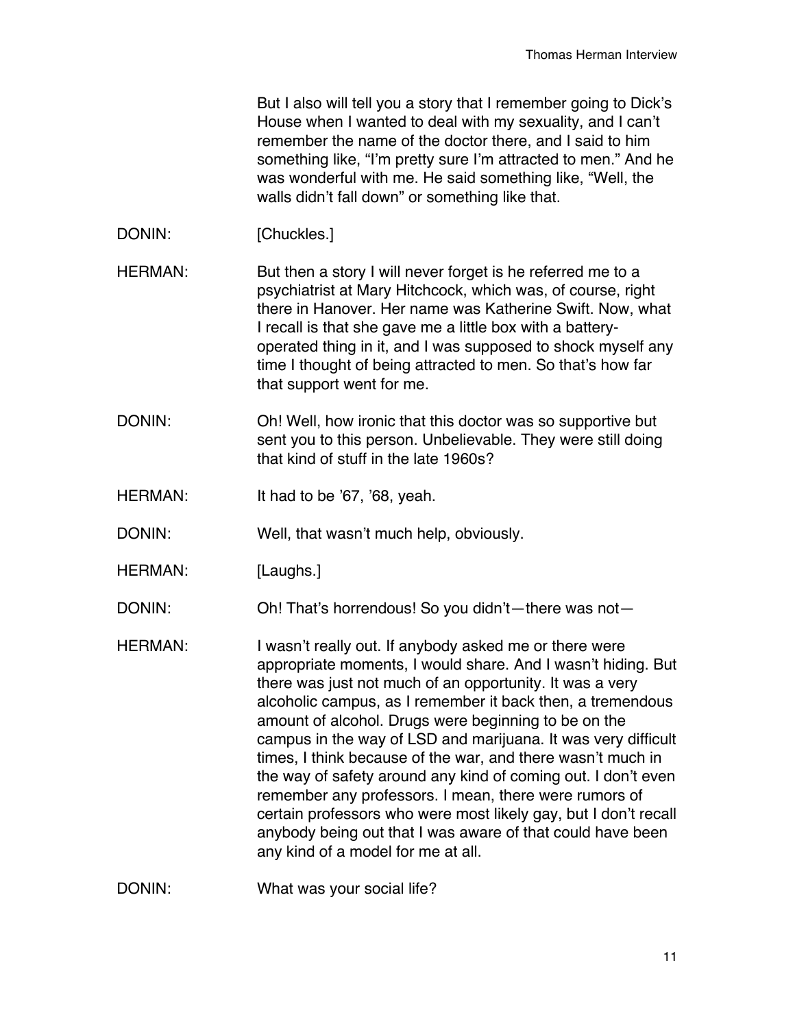But I also will tell you a story that I remember going to Dick's House when I wanted to deal with my sexuality, and I can't remember the name of the doctor there, and I said to him something like, "I'm pretty sure I'm attracted to men." And he was wonderful with me. He said something like, "Well, the walls didn't fall down" or something like that.

DONIN: [Chuckles.]

HERMAN: But then a story I will never forget is he referred me to a psychiatrist at Mary Hitchcock, which was, of course, right there in Hanover. Her name was Katherine Swift. Now, what I recall is that she gave me a little box with a battery-operated thing in it, and I was supposed to shock myself any time I thought of being attracted to men. So that's how far that support went for me.

DONIN: Oh! Well, how ironic that this doctor was so supportive but sent you to this person. Unbelievable. They were still doing that kind of stuff in the late 1960s?

HERMAN: It had to be '67, '68, yeah.

DONIN: Well, that wasn't much help, obviously.

HERMAN: [Laughs.]

DONIN: Oh! That's horrendous! So you didn't—there was not—

HERMAN: I wasn't really out. If anybody asked me or there were appropriate moments, I would share. And I wasn't hiding. But there was just not much of an opportunity. It was a very alcoholic campus, as I remember it back then, a tremendous amount of alcohol. Drugs were beginning to be on the campus in the way of LSD and marijuana. It was very difficult times, I think because of the war, and there wasn't much in the way of safety around any kind of coming out. I don't even remember any professors. I mean, there were rumors of certain professors who were most likely gay, but I don't recall anybody being out that I was aware of that could have been any kind of a model for me at all.

DONIN: What was your social life?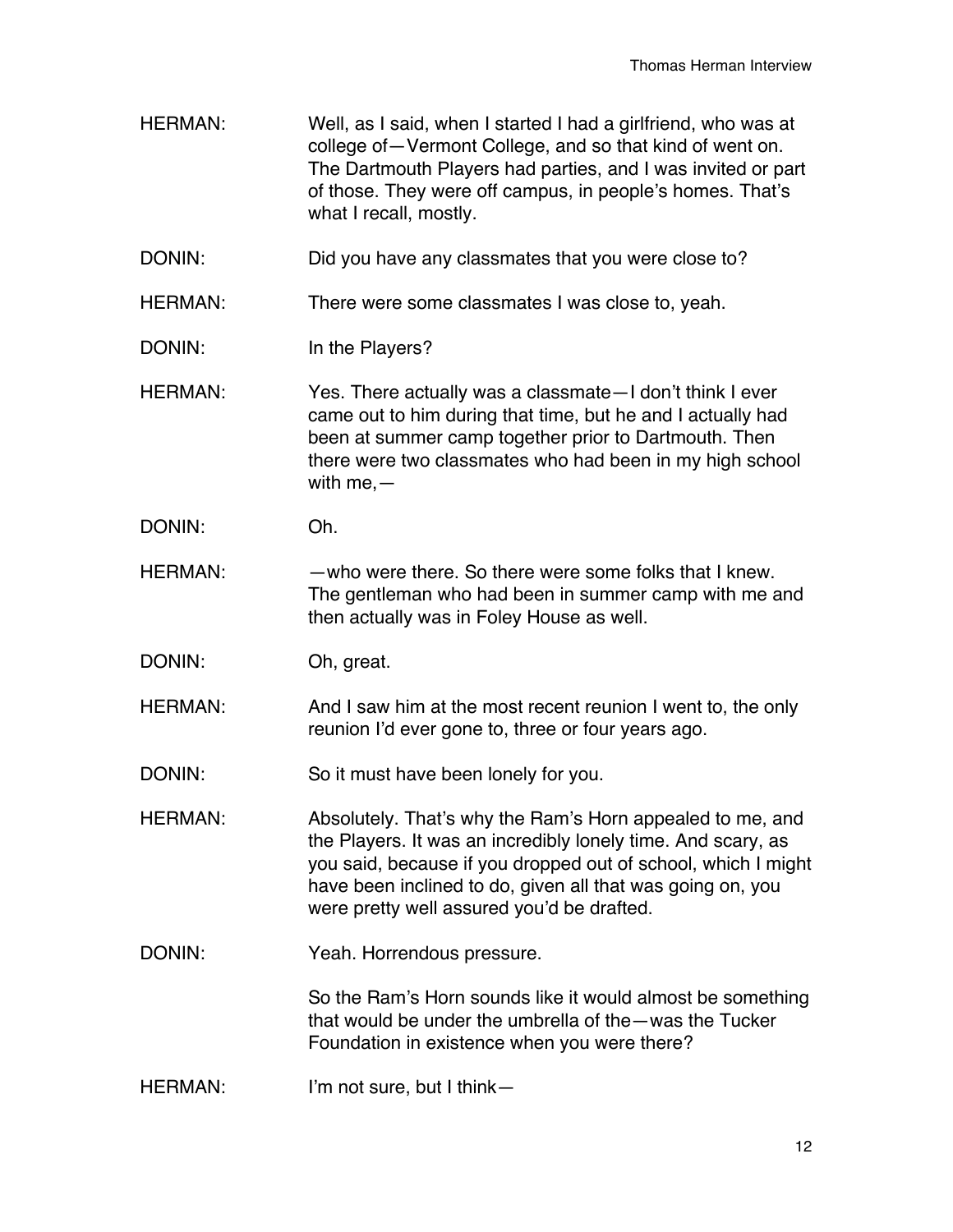HERMAN: Well, as I said, when I started I had a girlfriend, who was at college of—Vermont College, and so that kind of went on. The Dartmouth Players had parties, and I was invited or part of those. They were off campus, in people's homes. That's what I recall, mostly.

DONIN: Did you have any classmates that you were close to?

HERMAN: There were some classmates I was close to, yeah.

DONIN: In the Players?

HERMAN: Yes. There actually was a classmate—I don't think I ever came out to him during that time, but he and I actually had been at summer camp together prior to Dartmouth. Then there were two classmates who had been in my high school with me,—

DONIN: Oh.

HERMAN: —who were there. So there were some folks that I knew. The gentleman who had been in summer camp with me and then actually was in Foley House as well.

DONIN: Oh, great.

HERMAN: And I saw him at the most recent reunion I went to, the only reunion I'd ever gone to, three or four years ago.

DONIN: So it must have been lonely for you.

HERMAN: Absolutely. That's why the Ram's Horn appealed to me, and the Players. It was an incredibly lonely time. And scary, as you said, because if you dropped out of school, which I might have been inclined to do, given all that was going on, you were pretty well assured you'd be drafted.

DONIN: Yeah. Horrendous pressure.

So the Ram's Horn sounds like it would almost be something that would be under the umbrella of the—was the Tucker Foundation in existence when you were there?

HERMAN: I'm not sure, but I think—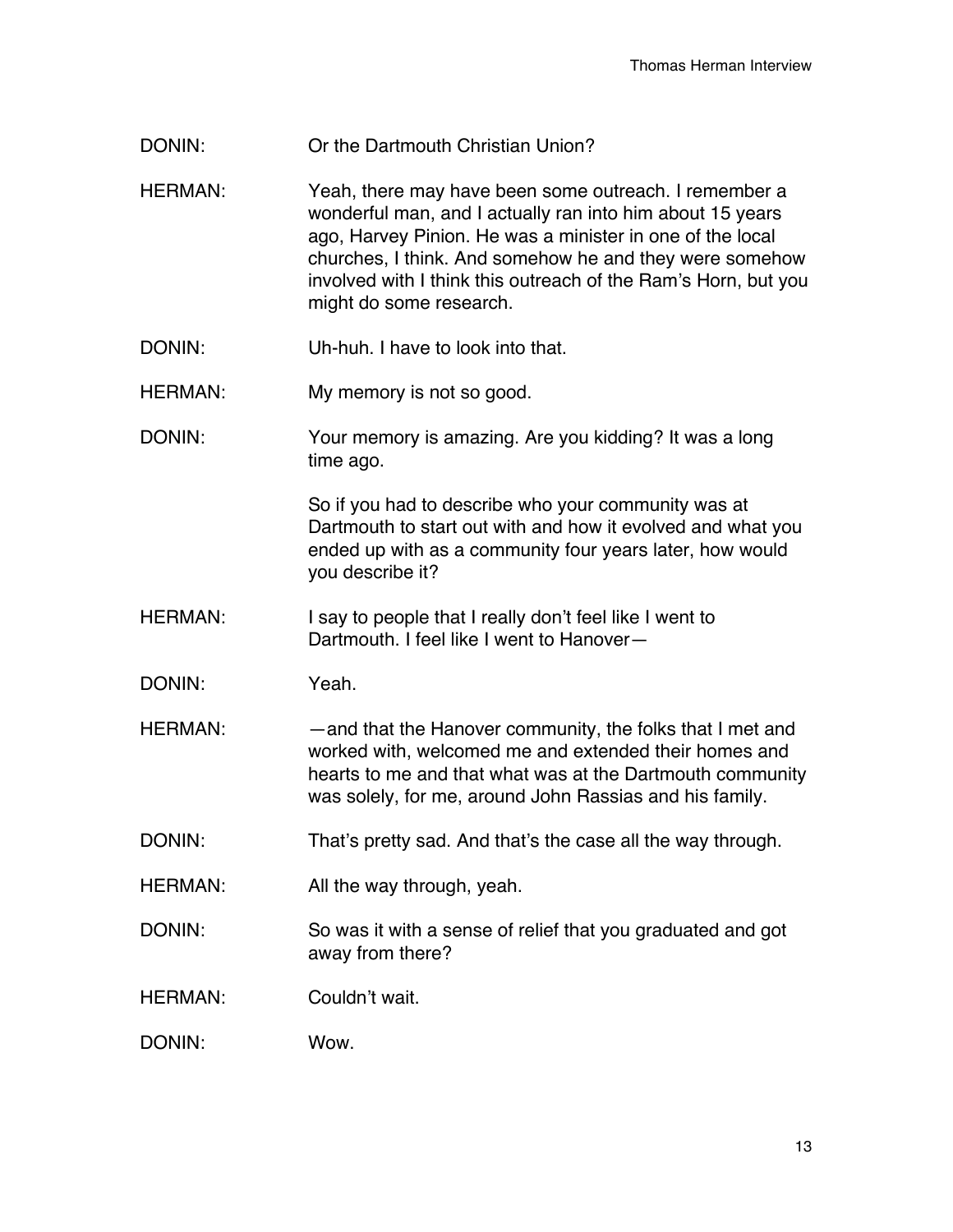DONIN: Or the Dartmouth Christian Union?

HERMAN: Yeah, there may have been some outreach. I remember a wonderful man, and I actually ran into him about 15 years ago, Harvey Pinion. He was a minister in one of the local churches, I think. And somehow he and they were somehow involved with I think this outreach of the Ram's Horn, but you might do some research.

DONIN: Uh-huh. I have to look into that.

HERMAN: My memory is not so good.

DONIN: Your memory is amazing. Are you kidding? It was a long time ago.

So if you had to describe who your community was at Dartmouth to start out with and how it evolved and what you ended up with as a community four years later, how would you describe it?

HERMAN: I say to people that I really don't feel like I went to Dartmouth. I feel like I went to Hanover—

DONIN: Yeah.

HERMAN: —and that the Hanover community, the folks that I met and worked with, welcomed me and extended their homes and hearts to me and that what was at the Dartmouth community was solely, for me, around John Rassias and his family.

DONIN: That's pretty sad. And that's the case all the way through.

HERMAN: All the way through, yeah.

DONIN: So was it with a sense of relief that you graduated and got away from there?

HERMAN: Couldn't wait.

DONIN: Wow.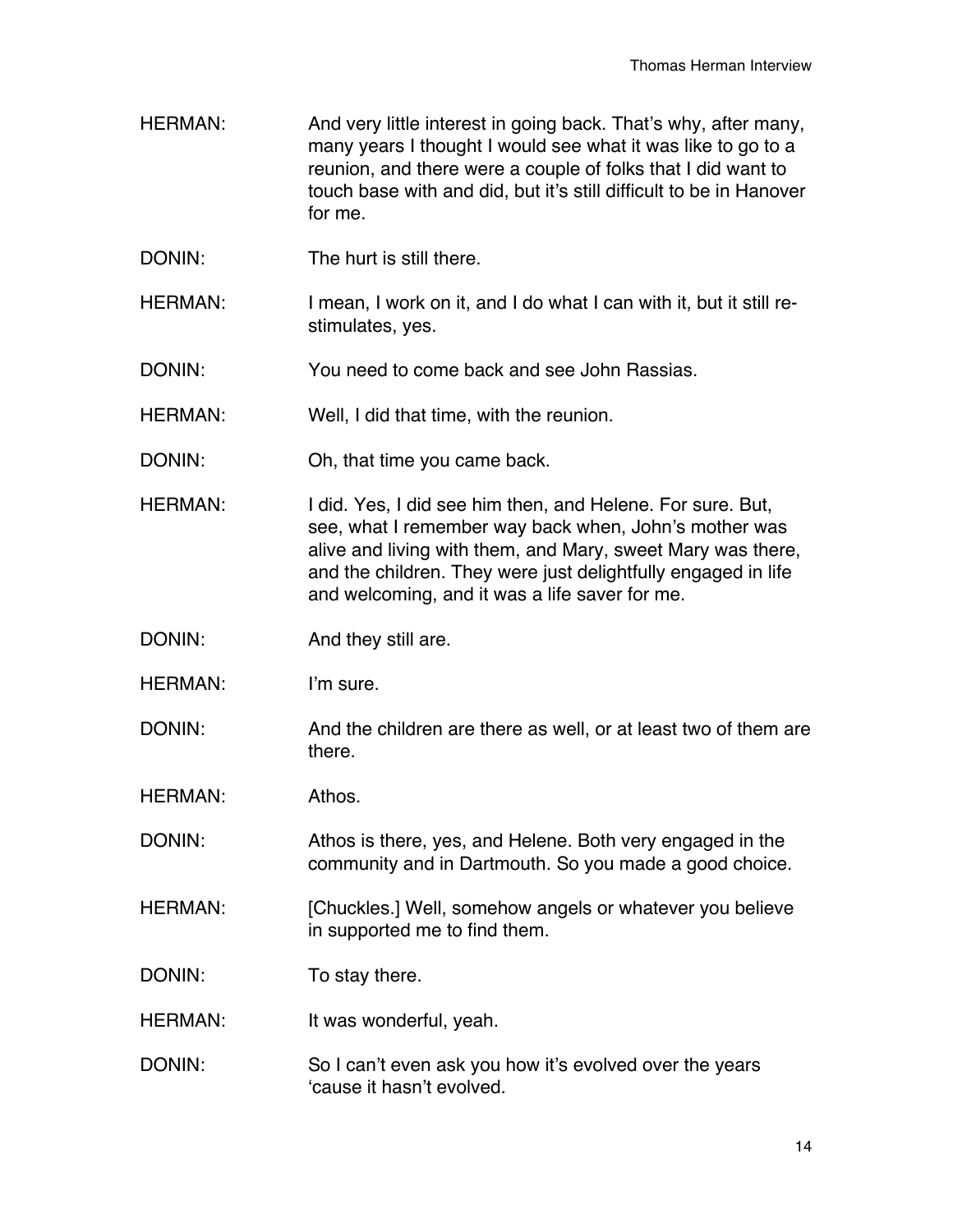HERMAN: And very little interest in going back. That's why, after many, many years I thought I would see what it was like to go to a reunion, and there were a couple of folks that I did want to touch base with and did, but it's still difficult to be in Hanover for me.

DONIN: The hurt is still there.

HERMAN: I mean, I work on it, and I do what I can with it, but it still re-stimulates, yes.

DONIN: You need to come back and see John Rassias.

HERMAN: Well, I did that time, with the reunion.

DONIN: Oh, that time you came back.

HERMAN: I did. Yes, I did see him then, and Helene. For sure. But, see, what I remember way back when, John's mother was alive and living with them, and Mary, sweet Mary was there, and the children. They were just delightfully engaged in life and welcoming, and it was a life saver for me.

DONIN: And they still are.

HERMAN: I'm sure.

DONIN: And the children are there as well, or at least two of them are there.

HERMAN: Athos.

DONIN: Athos is there, yes, and Helene. Both very engaged in the community and in Dartmouth. So you made a good choice.

HERMAN: [Chuckles.] Well, somehow angels or whatever you believe in supported me to find them.

DONIN: To stay there.

HERMAN: It was wonderful, yeah.

DONIN: So I can't even ask you how it's evolved over the years 'cause it hasn't evolved.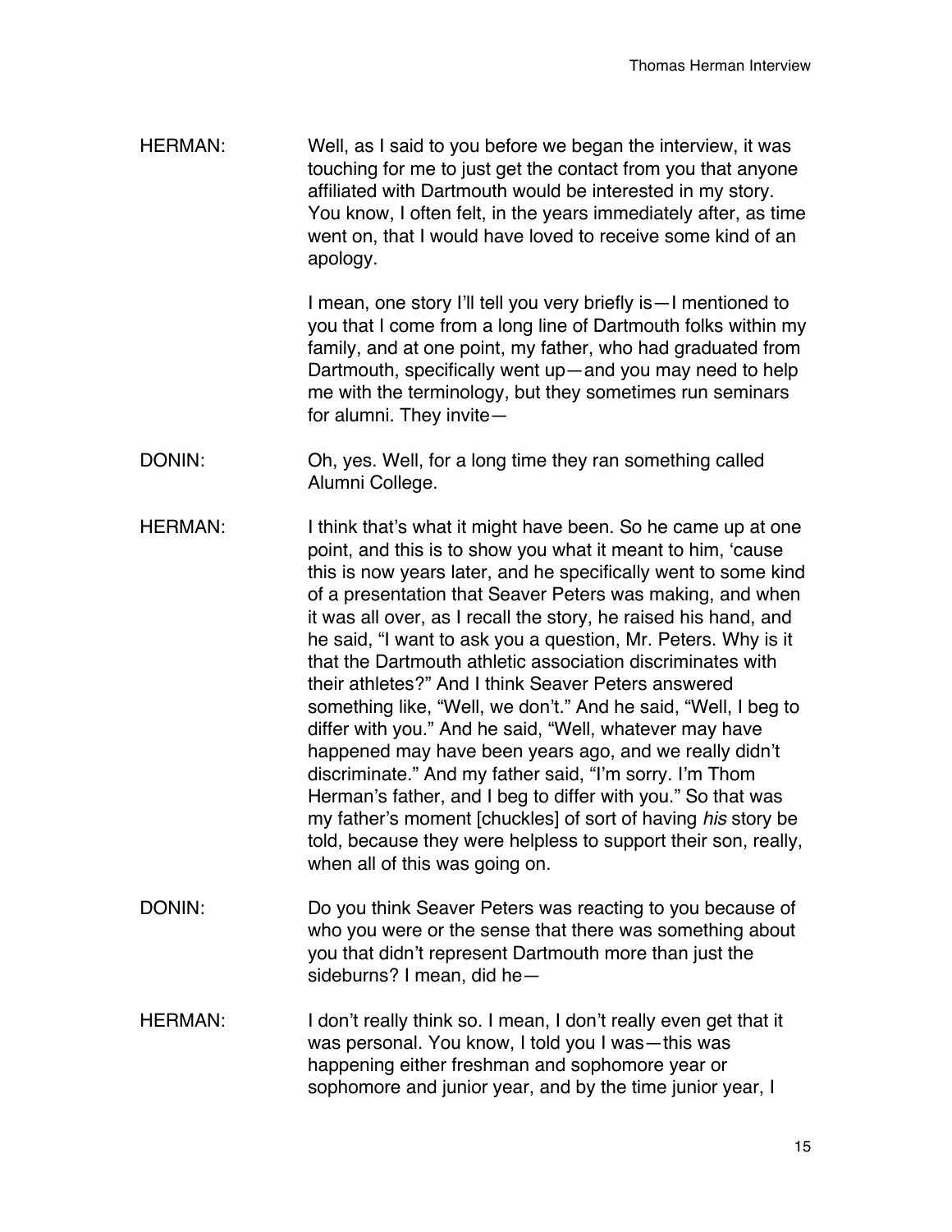HERMAN: Well, as I said to you before we began the interview, it was touching for me to just get the contact from you that anyone affiliated with Dartmouth would be interested in my story. You know, I often felt, in the years immediately after, as time went on, that I would have loved to receive some kind of an apology.

I mean, one story I'll tell you very briefly is—I mentioned to you that I come from a long line of Dartmouth folks within my family, and at one point, my father, who had graduated from Dartmouth, specifically went up—and you may need to help me with the terminology, but they sometimes run seminars for alumni. They invite—

DONIN: Oh, yes. Well, for a long time they ran something called Alumni College.

HERMAN: I think that's what it might have been. So he came up at one point, and this is to show you what it meant to him, 'cause this is now years later, and he specifically went to some kind of a presentation that Seaver Peters was making, and when it was all over, as I recall the story, he raised his hand, and he said, "I want to ask you a question, Mr. Peters. Why is it that the Dartmouth athletic association discriminates with their athletes?" And I think Seaver Peters answered something like, "Well, we don't." And he said, "Well, I beg to differ with you." And he said, "Well, whatever may have happened may have been years ago, and we really didn't discriminate." And my father said, "I'm sorry. I'm Thom Herman's father, and I beg to differ with you." So that was my father's moment [chuckles] of sort of having *his* story be told, because they were helpless to support their son, really, when all of this was going on.

DONIN: Do you think Seaver Peters was reacting to you because of who you were or the sense that there was something about you that didn't represent Dartmouth more than just the sideburns? I mean, did he—

HERMAN: I don't really think so. I mean, I don't really even get that it was personal. You know, I told you I was—this was happening either freshman and sophomore year or sophomore and junior year, and by the time junior year, I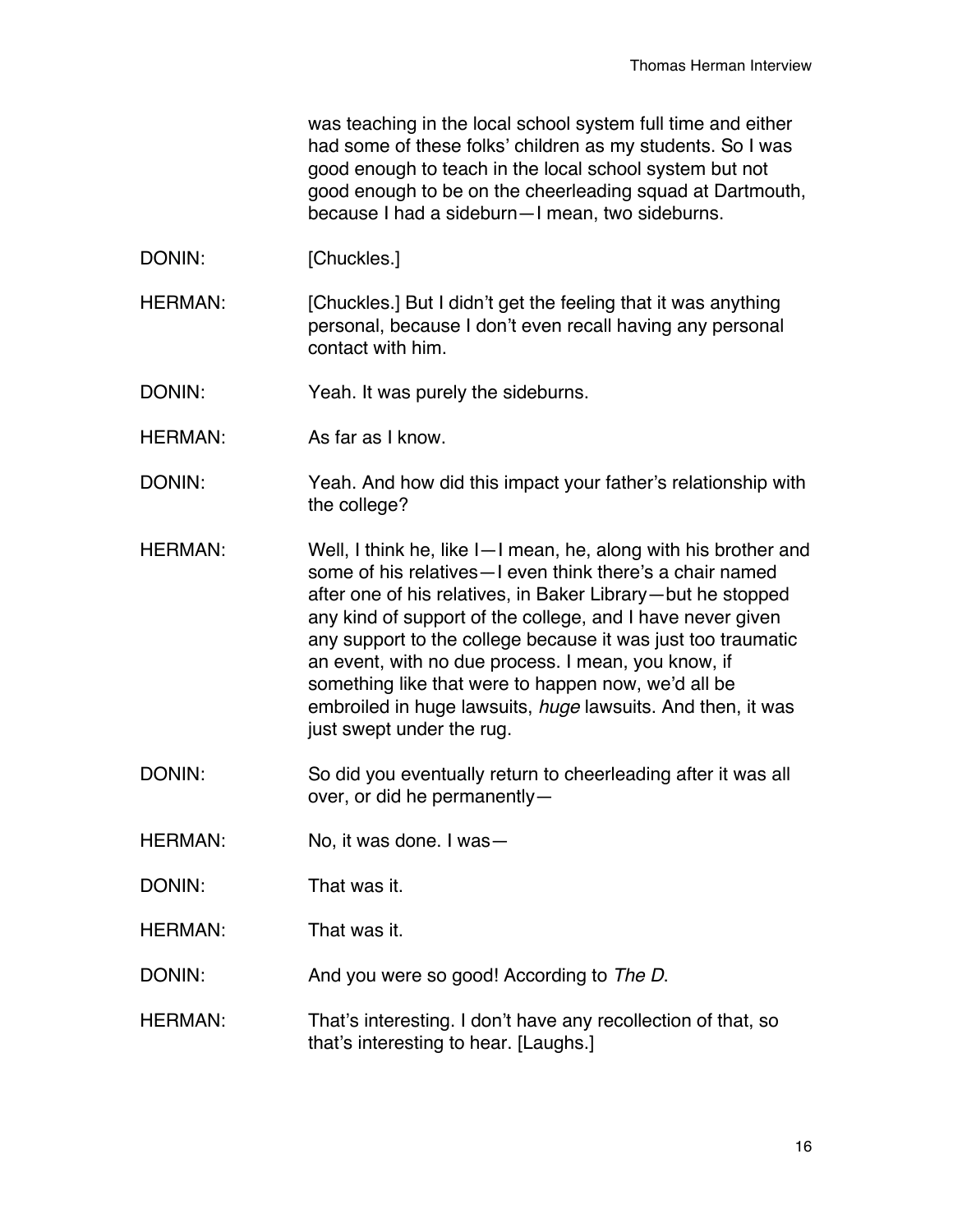was teaching in the local school system full time and either had some of these folks' children as my students. So I was good enough to teach in the local school system but not good enough to be on the cheerleading squad at Dartmouth, because I had a sideburn—I mean, two sideburns.

DONIN: [Chuckles.]

HERMAN: [Chuckles.] But I didn't get the feeling that it was anything personal, because I don't even recall having any personal contact with him.

DONIN: Yeah. It was purely the sideburns.

HERMAN: As far as I know.

DONIN: Yeah. And how did this impact your father's relationship with the college?

HERMAN: Well, I think he, like I—I mean, he, along with his brother and some of his relatives—I even think there's a chair named after one of his relatives, in Baker Library—but he stopped any kind of support of the college, and I have never given any support to the college because it was just too traumatic an event, with no due process. I mean, you know, if something like that were to happen now, we'd all be embroiled in huge lawsuits, *huge* lawsuits. And then, it was just swept under the rug.

DONIN: So did you eventually return to cheerleading after it was all over, or did he permanently—

HERMAN: No, it was done. I was—

DONIN: That was it.

HERMAN: That was it.

DONIN: And you were so good! According to *The D*.

HERMAN: That's interesting. I don't have any recollection of that, so that's interesting to hear. [Laughs.]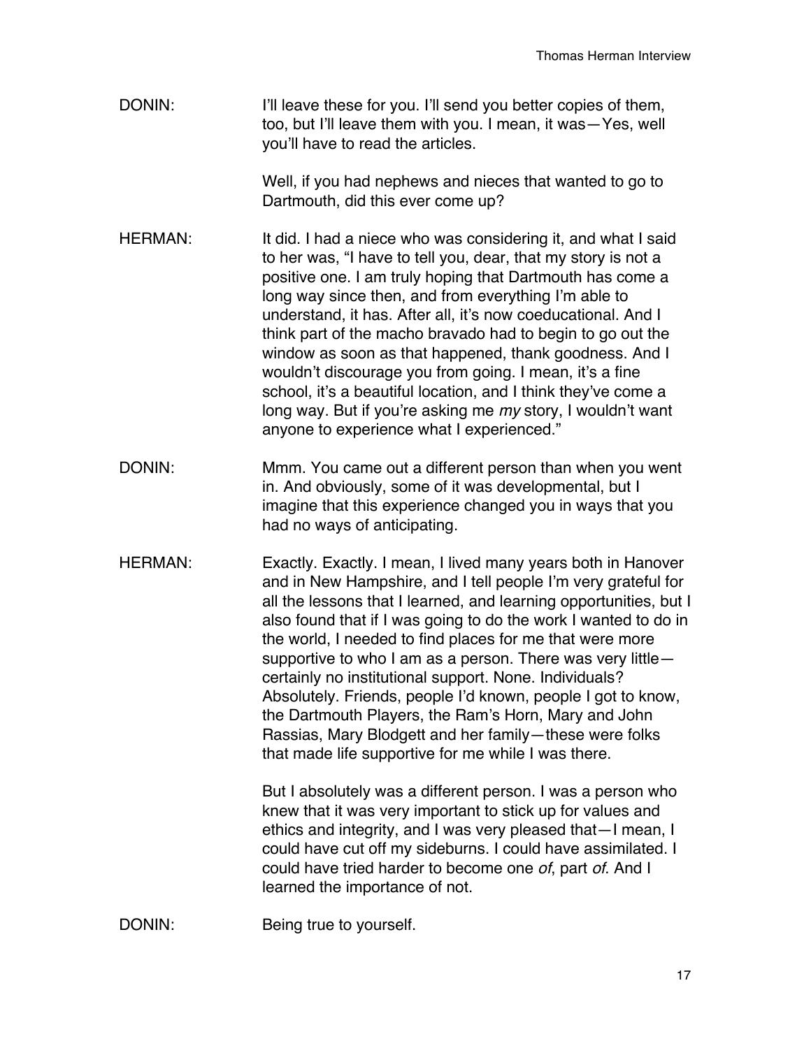DONIN: I'll leave these for you. I'll send you better copies of them, too, but I'll leave them with you. I mean, it was—Yes, well you'll have to read the articles.

Well, if you had nephews and nieces that wanted to go to Dartmouth, did this ever come up?

HERMAN: It did. I had a niece who was considering it, and what I said to her was, "I have to tell you, dear, that my story is not a positive one. I am truly hoping that Dartmouth has come a long way since then, and from everything I'm able to understand, it has. After all, it's now coeducational. And I think part of the macho bravado had to begin to go out the window as soon as that happened, thank goodness. And I wouldn't discourage you from going. I mean, it's a fine school, it's a beautiful location, and I think they've come a long way. But if you're asking me *my* story, I wouldn't want anyone to experience what I experienced."

DONIN: Mmm. You came out a different person than when you went in. And obviously, some of it was developmental, but I imagine that this experience changed you in ways that you had no ways of anticipating.

HERMAN: Exactly. Exactly. I mean, I lived many years both in Hanover and in New Hampshire, and I tell people I'm very grateful for all the lessons that I learned, and learning opportunities, but I also found that if I was going to do the work I wanted to do in the world, I needed to find places for me that were more supportive to who I am as a person. There was very little—certainly no institutional support. None. Individuals? Absolutely. Friends, people I'd known, people I got to know, the Dartmouth Players, the Ram's Horn, Mary and John Rassias, Mary Blodgett and her family—these were folks that made life supportive for me while I was there.

But I absolutely was a different person. I was a person who knew that it was very important to stick up for values and ethics and integrity, and I was very pleased that—I mean, I could have cut off my sideburns. I could have assimilated. I could have tried harder to become one *of*, part *of*. And I learned the importance of not.

DONIN: Being true to yourself.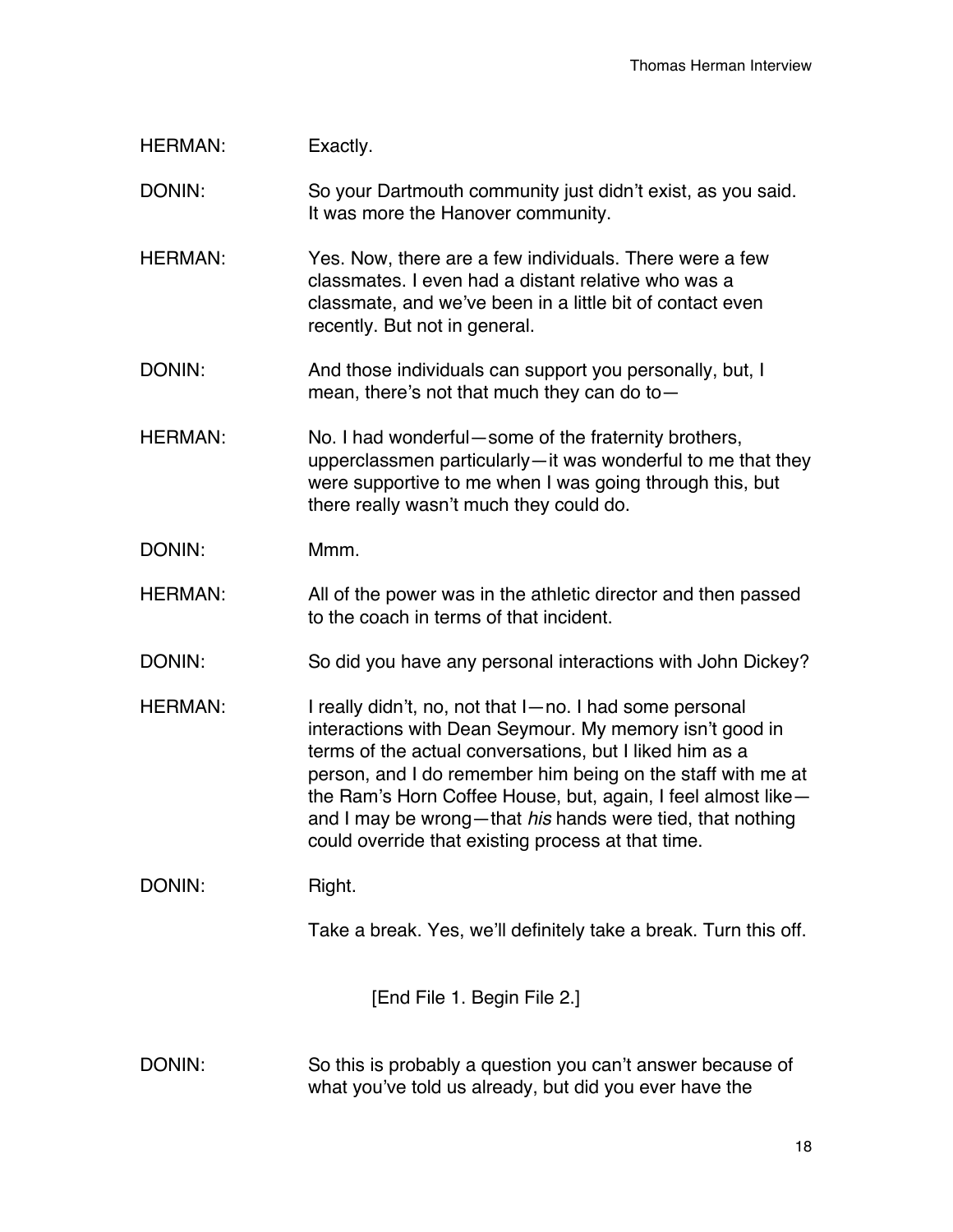HERMAN: Exactly.

DONIN: So your Dartmouth community just didn't exist, as you said. It was more the Hanover community.

HERMAN: Yes. Now, there are a few individuals. There were a few classmates. I even had a distant relative who was a classmate, and we've been in a little bit of contact even recently. But not in general.

DONIN: And those individuals can support you personally, but, I mean, there's not that much they can do to—

HERMAN: No. I had wonderful—some of the fraternity brothers, upperclassmen particularly—it was wonderful to me that they were supportive to me when I was going through this, but there really wasn't much they could do.

DONIN: Mmm.

HERMAN: All of the power was in the athletic director and then passed to the coach in terms of that incident.

DONIN: So did you have any personal interactions with John Dickey?

HERMAN: I really didn't, no, not that I—no. I had some personal interactions with Dean Seymour. My memory isn't good in terms of the actual conversations, but I liked him as a person, and I do remember him being on the staff with me at the Ram's Horn Coffee House, but, again, I feel almost like—and I may be wrong—that *his* hands were tied, that nothing could override that existing process at that time.

DONIN: Right.

Take a break. Yes, we'll definitely take a break. Turn this off.

[End File 1. Begin File 2.]

DONIN: So this is probably a question you can't answer because of what you've told us already, but did you ever have the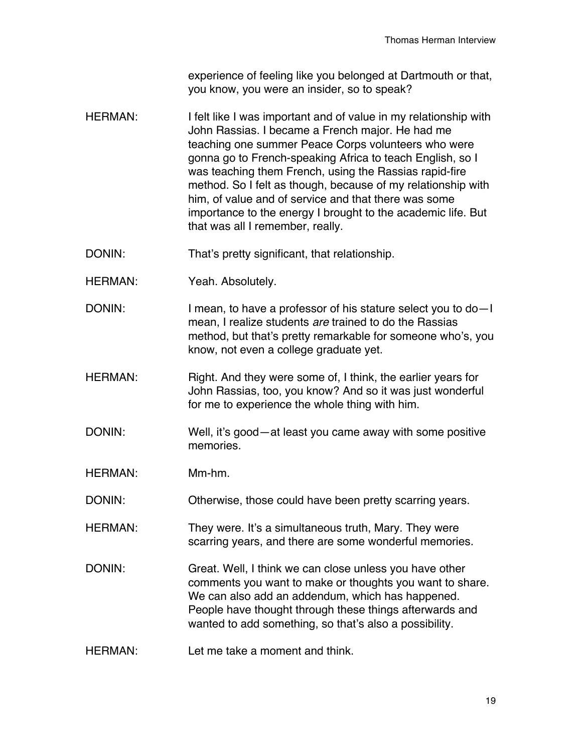experience of feeling like you belonged at Dartmouth or that, you know, you were an insider, so to speak?

HERMAN: I felt like I was important and of value in my relationship with John Rassias. I became a French major. He had me teaching one summer Peace Corps volunteers who were gonna go to French-speaking Africa to teach English, so I was teaching them French, using the Rassias rapid-fire method. So I felt as though, because of my relationship with him, of value and of service and that there was some importance to the energy I brought to the academic life. But that was all I remember, really.

DONIN: That's pretty significant, that relationship.

HERMAN: Yeah. Absolutely.

DONIN: I mean, to have a professor of his stature select you to do—I mean, I realize students *are* trained to do the Rassias method, but that's pretty remarkable for someone who's, you know, not even a college graduate yet.

HERMAN: Right. And they were some of, I think, the earlier years for John Rassias, too, you know? And so it was just wonderful for me to experience the whole thing with him.

DONIN: Well, it's good—at least you came away with some positive memories.

HERMAN: Mm-hm.

DONIN: Otherwise, those could have been pretty scarring years.

HERMAN: They were. It's a simultaneous truth, Mary. They were scarring years, and there are some wonderful memories.

DONIN: Great. Well, I think we can close unless you have other comments you want to make or thoughts you want to share. We can also add an addendum, which has happened. People have thought through these things afterwards and wanted to add something, so that's also a possibility.

HERMAN: Let me take a moment and think.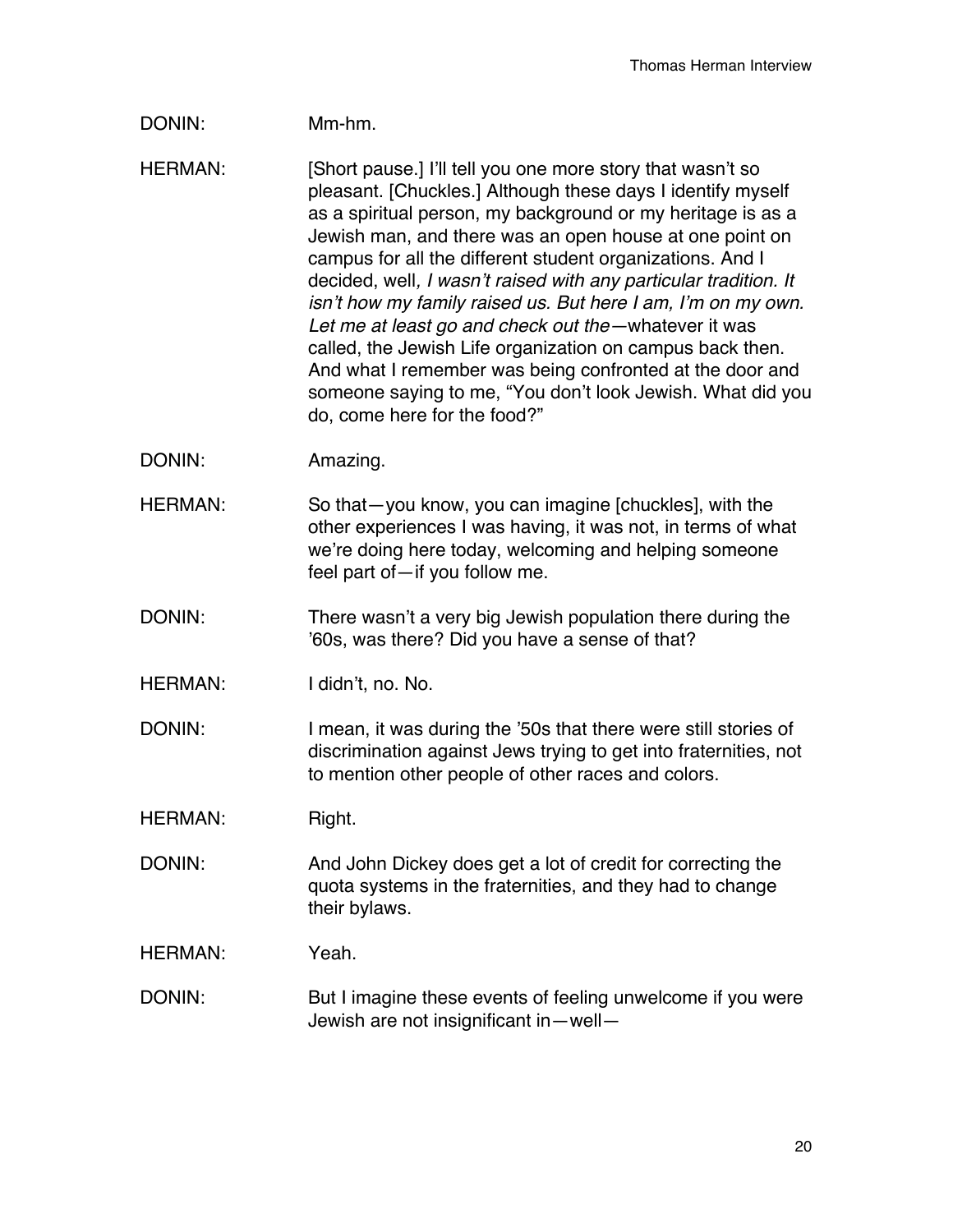DONIN: Mm-hm.

HERMAN: [Short pause.] I'll tell you one more story that wasn't so pleasant. [Chuckles.] Although these days I identify myself as a spiritual person, my background or my heritage is as a Jewish man, and there was an open house at one point on campus for all the different student organizations. And I decided, well*, I wasn't raised with any particular tradition. It isn't how my family raised us. But here I am, I'm on my own. Let me at least go and check out the*—whatever it was called, the Jewish Life organization on campus back then. And what I remember was being confronted at the door and someone saying to me, "You don't look Jewish. What did you do, come here for the food?"

DONIN: Amazing.

HERMAN: So that—you know, you can imagine [chuckles], with the other experiences I was having, it was not, in terms of what we're doing here today, welcoming and helping someone feel part of—if you follow me.

DONIN: There wasn't a very big Jewish population there during the '60s, was there? Did you have a sense of that?

HERMAN: I didn't, no. No.

DONIN: I mean, it was during the '50s that there were still stories of discrimination against Jews trying to get into fraternities, not to mention other people of other races and colors.

HERMAN: Right.

DONIN: And John Dickey does get a lot of credit for correcting the quota systems in the fraternities, and they had to change their bylaws.

HERMAN: Yeah.

DONIN: But I imagine these events of feeling unwelcome if you were Jewish are not insignificant in—well—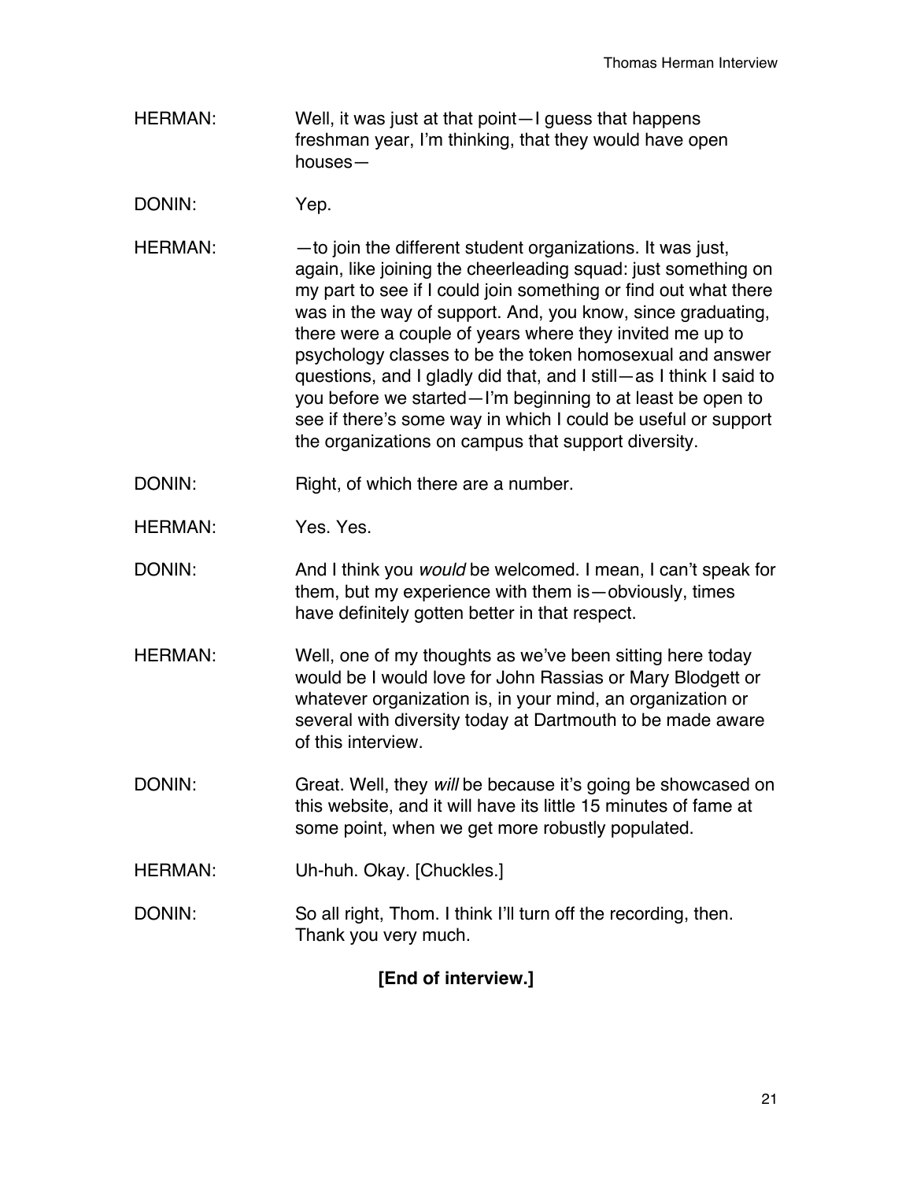HERMAN: Well, it was just at that point—I guess that happens freshman year, I'm thinking, that they would have open houses—

DONIN: Yep.

HERMAN: —to join the different student organizations. It was just, again, like joining the cheerleading squad: just something on my part to see if I could join something or find out what there was in the way of support. And, you know, since graduating, there were a couple of years where they invited me up to psychology classes to be the token homosexual and answer questions, and I gladly did that, and I still—as I think I said to you before we started—I'm beginning to at least be open to see if there's some way in which I could be useful or support the organizations on campus that support diversity.

DONIN: Right, of which there are a number.

HERMAN: Yes. Yes.

DONIN: And I think you *would* be welcomed. I mean, I can't speak for them, but my experience with them is—obviously, times have definitely gotten better in that respect.

HERMAN: Well, one of my thoughts as we've been sitting here today would be I would love for John Rassias or Mary Blodgett or whatever organization is, in your mind, an organization or several with diversity today at Dartmouth to be made aware of this interview.

DONIN: Great. Well, they *will* be because it's going be showcased on this website, and it will have its little 15 minutes of fame at some point, when we get more robustly populated.

HERMAN: Uh-huh. Okay. [Chuckles.]

DONIN: So all right, Thom. I think I'll turn off the recording, then. Thank you very much.

**[End of interview.]**